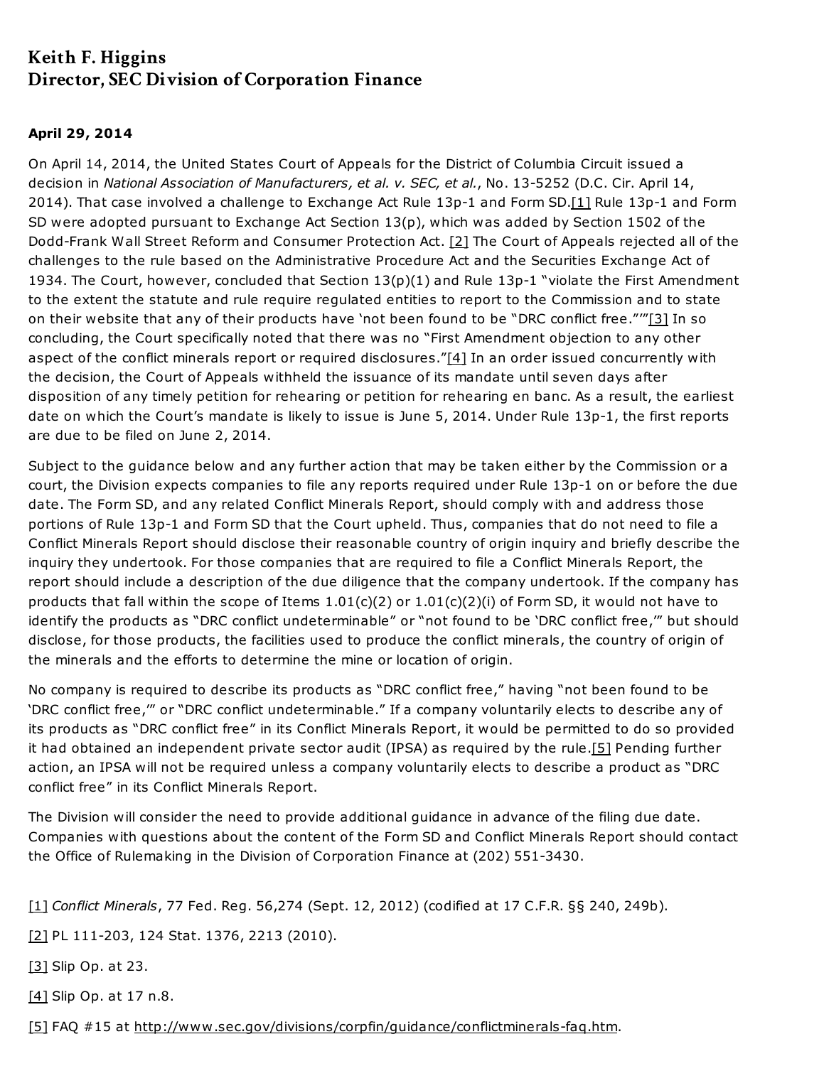# Keith F. Higgins
# Director, SEC Division of Corporation Finance

**April 29, 2014**

On April 14, 2014, the United States Court of Appeals for the District of Columbia Circuit issued a decision in *National Association of Manufacturers, et al. v. SEC, et al.*, No. 13-5252 (D.C. Cir. April 14, 2014). That case involved a challenge to Exchange Act Rule 13p-1 and Form SD.[1] Rule 13p-1 and Form SD were adopted pursuant to Exchange Act Section 13(p), which was added by Section 1502 of the Dodd-Frank Wall Street Reform and Consumer Protection Act. [2] The Court of Appeals rejected all of the challenges to the rule based on the Administrative Procedure Act and the Securities Exchange Act of 1934. The Court, however, concluded that Section 13(p)(1) and Rule 13p-1 "violate the First Amendment to the extent the statute and rule require regulated entities to report to the Commission and to state on their website that any of their products have 'not been found to be "DRC conflict free."'"[3] In so concluding, the Court specifically noted that there was no "First Amendment objection to any other aspect of the conflict minerals report or required disclosures."[4] In an order issued concurrently with the decision, the Court of Appeals withheld the issuance of its mandate until seven days after disposition of any timely petition for rehearing or petition for rehearing en banc. As a result, the earliest date on which the Court's mandate is likely to issue is June 5, 2014. Under Rule 13p-1, the first reports are due to be filed on June 2, 2014.

Subject to the guidance below and any further action that may be taken either by the Commission or a court, the Division expects companies to file any reports required under Rule 13p-1 on or before the due date. The Form SD, and any related Conflict Minerals Report, should comply with and address those portions of Rule 13p-1 and Form SD that the Court upheld. Thus, companies that do not need to file a Conflict Minerals Report should disclose their reasonable country of origin inquiry and briefly describe the inquiry they undertook. For those companies that are required to file a Conflict Minerals Report, the report should include a description of the due diligence that the company undertook. If the company has products that fall within the scope of Items 1.01(c)(2) or 1.01(c)(2)(i) of Form SD, it would not have to identify the products as "DRC conflict undeterminable" or "not found to be 'DRC conflict free,'" but should disclose, for those products, the facilities used to produce the conflict minerals, the country of origin of the minerals and the efforts to determine the mine or location of origin.

No company is required to describe its products as "DRC conflict free," having "not been found to be 'DRC conflict free,'" or "DRC conflict undeterminable." If a company voluntarily elects to describe any of its products as "DRC conflict free" in its Conflict Minerals Report, it would be permitted to do so provided it had obtained an independent private sector audit (IPSA) as required by the rule.[5] Pending further action, an IPSA will not be required unless a company voluntarily elects to describe a product as "DRC conflict free" in its Conflict Minerals Report.

The Division will consider the need to provide additional guidance in advance of the filing due date. Companies with questions about the content of the Form SD and Conflict Minerals Report should contact the Office of Rulemaking in the Division of Corporation Finance at (202) 551-3430.

[1] *Conflict Minerals*, 77 Fed. Reg. 56,274 (Sept. 12, 2012) (codified at 17 C.F.R. §§ 240, 249b).

[2] PL 111-203, 124 Stat. 1376, 2213 (2010).

[3] Slip Op. at 23.

[4] Slip Op. at 17 n.8.

[5] FAQ #15 at http://www.sec.gov/divisions/corpfin/guidance/conflictminerals-faq.htm.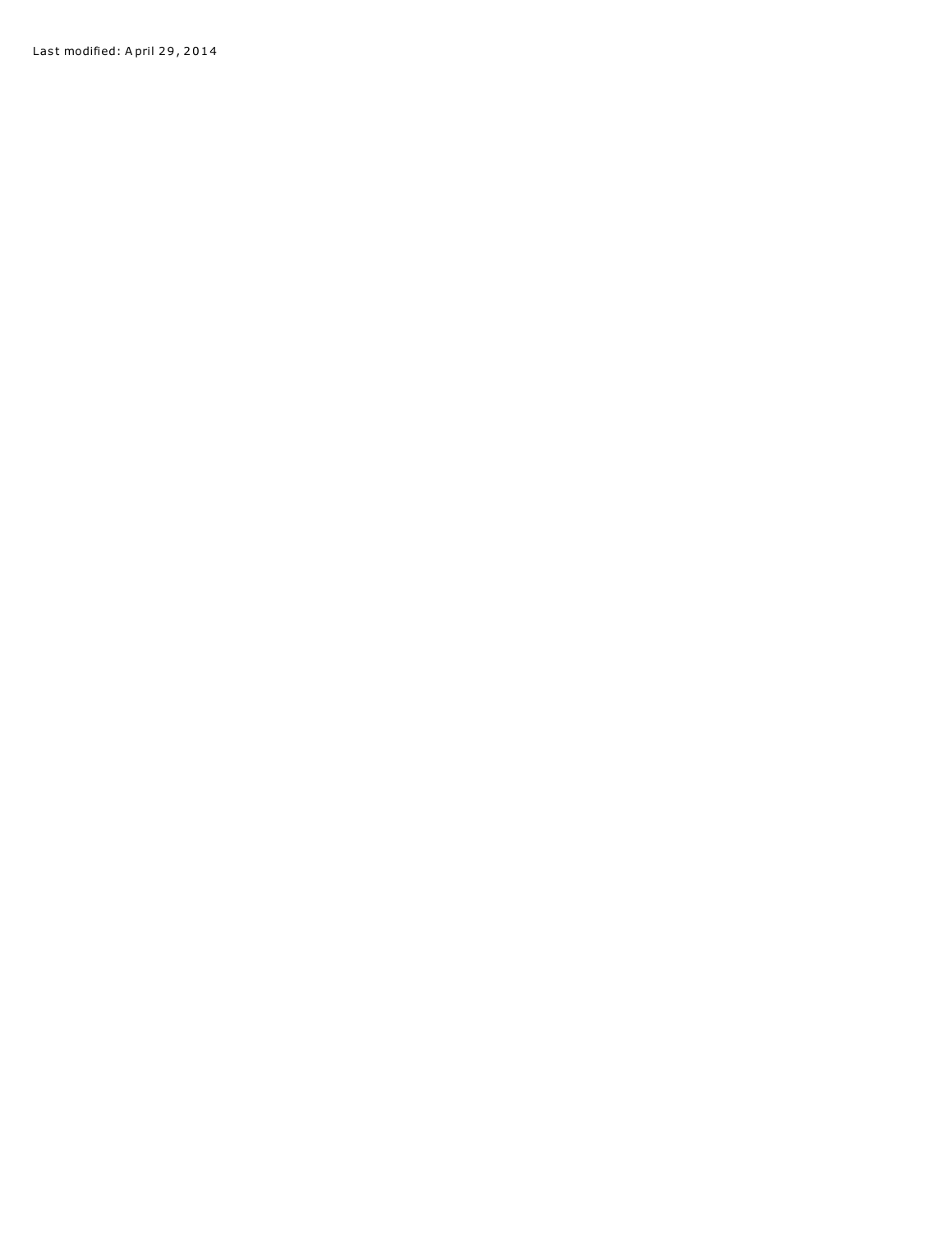Last modified: April 29, 2014